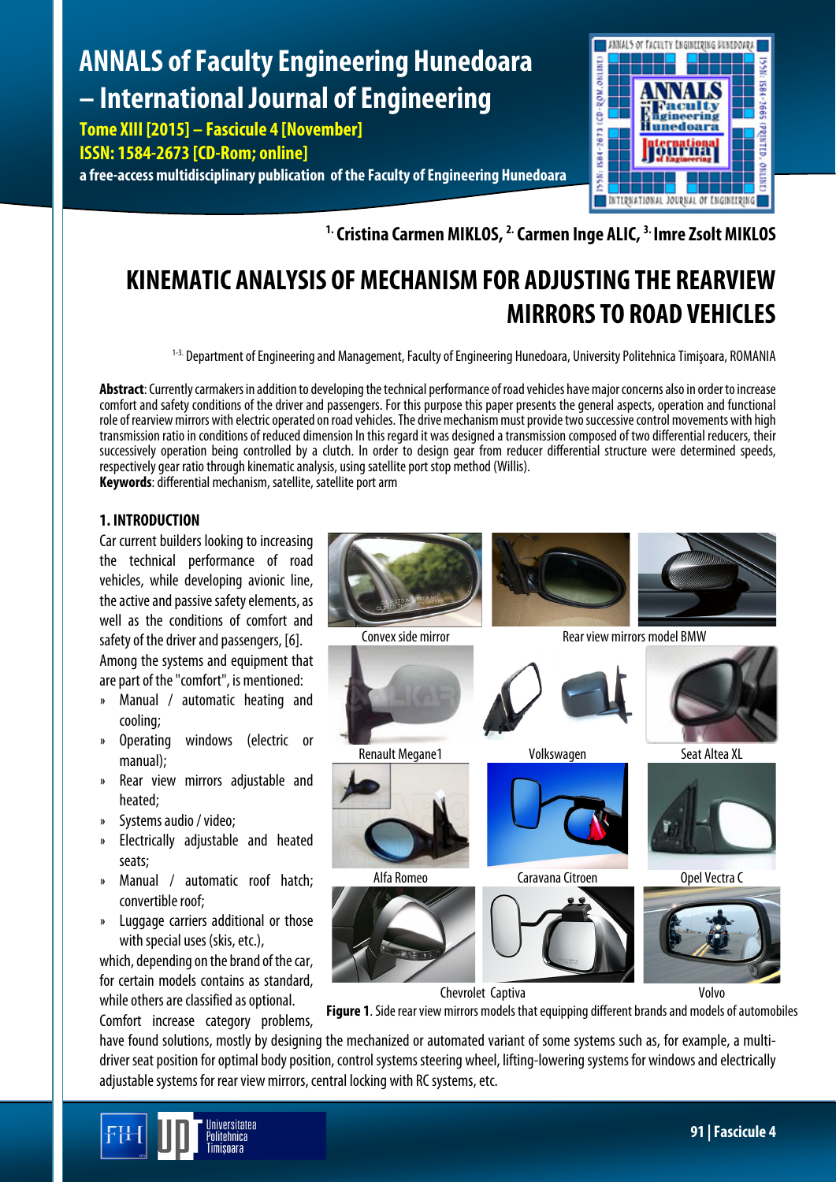# ANNALS of Faculty Engineering Hunedoara – International Journal of Engineering

**Tome XIII [2015] – Fascicule 4 [November]**
**ISSN: 1584-2673 [CD-Rom; online]**
**a free-access multidisciplinary publication of the Faculty of Engineering Hunedoara**

**[1.] Cristina Carmen MIKLOS, [2.] Carmen Inge ALIC, [3.] Imre Zsolt MIKLOS**

# KINEMATIC ANALYSIS OF MECHANISM FOR ADJUSTING THE REARVIEW MIRRORS TO ROAD VEHICLES

[1-3.] Department of Engineering and Management, Faculty of Engineering Hunedoara, University Politehnica Timişoara, ROMANIA

**Abstract**: Currently carmakers in addition to developing the technical performance of road vehicles have major concerns also in order to increase comfort and safety conditions of the driver and passengers. For this purpose this paper presents the general aspects, operation and functional role of rearview mirrors with electric operated on road vehicles. The drive mechanism must provide two successive control movements with high transmission ratio in conditions of reduced dimension In this regard it was designed a transmission composed of two differential reducers, their successively operation being controlled by a clutch. In order to design gear from reducer differential structure were determined speeds, respectively gear ratio through kinematic analysis, using satellite port stop method (Willis).
**Keywords**: differential mechanism, satellite, satellite port arm

## 1. INTRODUCTION

Car current builders looking to increasing the technical performance of road vehicles, while developing avionic line, the active and passive safety elements, as well as the conditions of comfort and safety of the driver and passengers, [6].

Among the systems and equipment that are part of the "comfort", is mentioned:

- Manual / automatic heating and cooling;
- Operating windows (electric or manual);
- Rear view mirrors adjustable and heated;
- Systems audio / video;
- Electrically adjustable and heated seats;
- Manual / automatic roof hatch; convertible roof;
- Luggage carriers additional or those with special uses (skis, etc.),

which, depending on the brand of the car, for certain models contains as standard, while others are classified as optional.

Convex side mirror | Rear view mirrors model BMW | Renault Megane1 | Volkswagen | Seat Altea XL | Alfa Romeo | Caravana Citroen | Opel Vectra C | Chevrolet Captiva | Volvo

**Figure 1**. Side rear view mirrors models that equipping different brands and models of automobiles

Comfort increase category problems, have found solutions, mostly by designing the mechanized or automated variant of some systems such as, for example, a multi-driver seat position for optimal body position, control systems steering wheel, lifting-lowering systems for windows and electrically adjustable systems for rear view mirrors, central locking with RC systems, etc.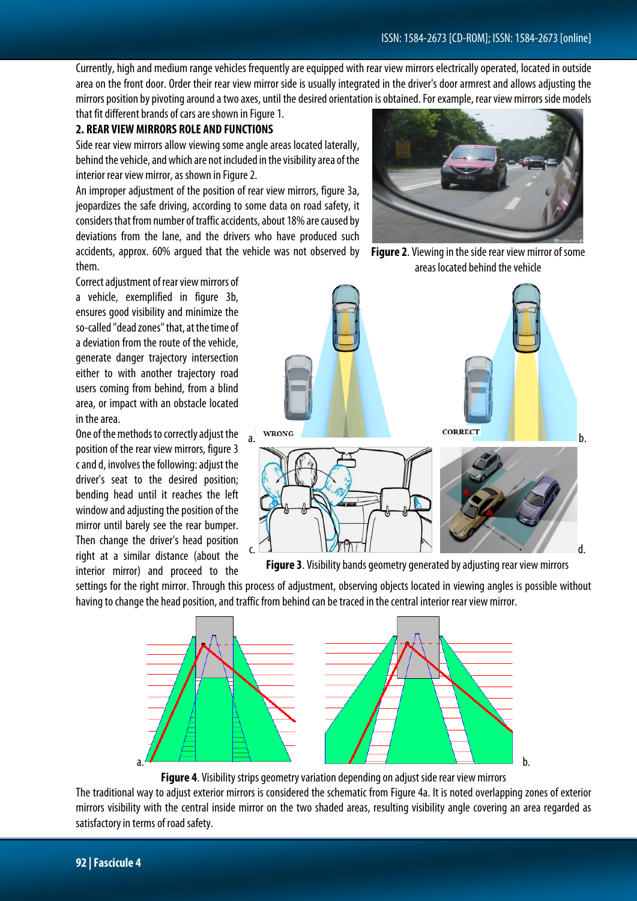Currently, high and medium range vehicles frequently are equipped with rear view mirrors electrically operated, located in outside area on the front door. Order their rear view mirror side is usually integrated in the driver's door armrest and allows adjusting the mirrors position by pivoting around a two axes, until the desired orientation is obtained. For example, rear view mirrors side models that fit different brands of cars are shown in Figure 1.

## 2. REAR VIEW MIRRORS ROLE AND FUNCTIONS

Side rear view mirrors allow viewing some angle areas located laterally, behind the vehicle, and which are not included in the visibility area of the interior rear view mirror, as shown in Figure 2.

An improper adjustment of the position of rear view mirrors, figure 3a, jeopardizes the safe driving, according to some data on road safety, it considers that from number of traffic accidents, about 18% are caused by deviations from the lane, and the drivers who have produced such accidents, approx. 60% argued that the vehicle was not observed by them.

**Figure 2**. Viewing in the side rear view mirror of some areas located behind the vehicle

Correct adjustment of rear view mirrors of a vehicle, exemplified in figure 3b, ensures good visibility and minimize the so-called "dead zones" that, at the time of a deviation from the route of the vehicle, generate danger trajectory intersection either to with another trajectory road users coming from behind, from a blind area, or impact with an obstacle located in the area.

One of the methods to correctly adjust the position of the rear view mirrors, figure 3 c and d, involves the following: adjust the driver's seat to the desired position; bending head until it reaches the left window and adjusting the position of the mirror until barely see the rear bumper. Then change the driver's head position right at a similar distance (about the interior mirror) and proceed to the settings for the right mirror. Through this process of adjustment, observing objects located in viewing angles is possible without having to change the head position, and traffic from behind can be traced in the central interior rear view mirror.

**Figure 3**. Visibility bands geometry generated by adjusting rear view mirrors

**Figure 4**. Visibility strips geometry variation depending on adjust side rear view mirrors

The traditional way to adjust exterior mirrors is considered the schematic from Figure 4a. It is noted overlapping zones of exterior mirrors visibility with the central inside mirror on the two shaded areas, resulting visibility angle covering an area regarded as satisfactory in terms of road safety.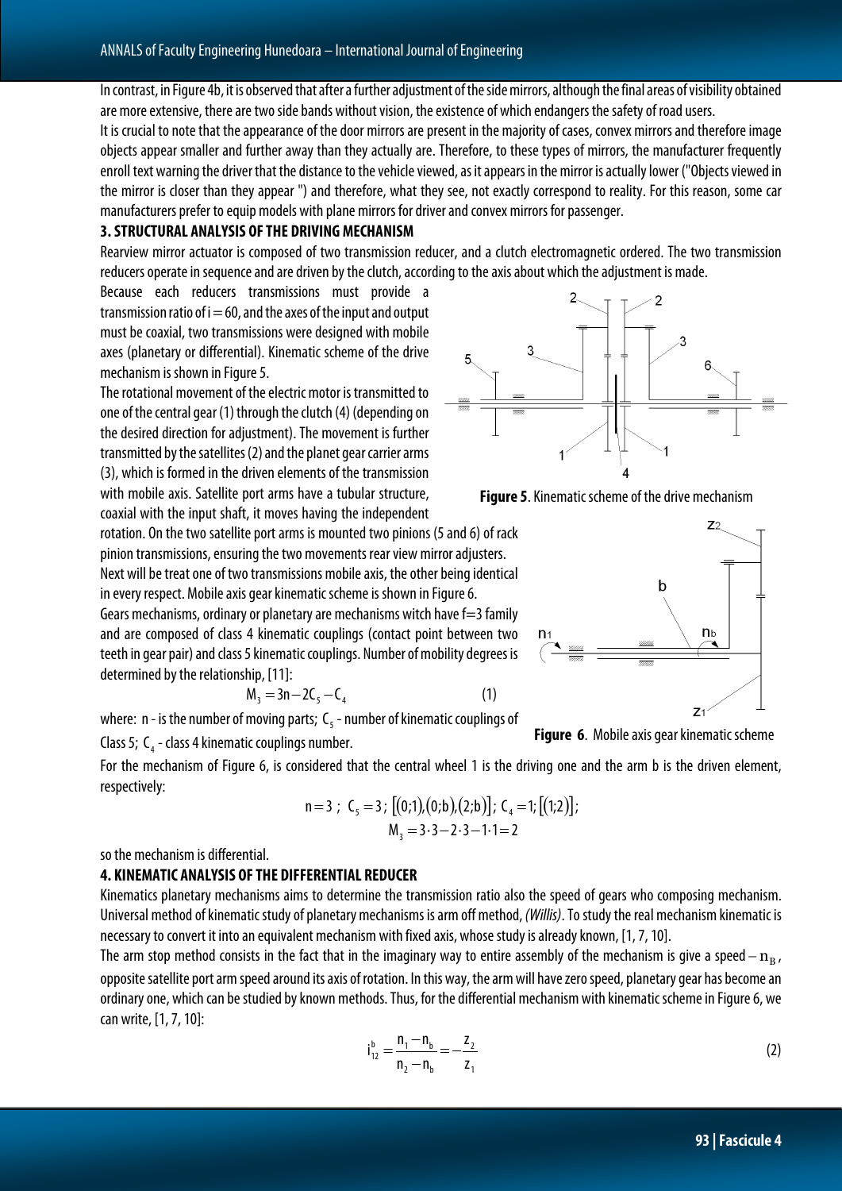In contrast, in Figure 4b, it is observed that after a further adjustment of the side mirrors, although the final areas of visibility obtained are more extensive, there are two side bands without vision, the existence of which endangers the safety of road users.

It is crucial to note that the appearance of the door mirrors are present in the majority of cases, convex mirrors and therefore image objects appear smaller and further away than they actually are. Therefore, to these types of mirrors, the manufacturer frequently enroll text warning the driver that the distance to the vehicle viewed, as it appears in the mirror is actually lower ("Objects viewed in the mirror is closer than they appear ") and therefore, what they see, not exactly correspond to reality. For this reason, some car manufacturers prefer to equip models with plane mirrors for driver and convex mirrors for passenger.

### 3. STRUCTURAL ANALYSIS OF THE DRIVING MECHANISM

Rearview mirror actuator is composed of two transmission reducer, and a clutch electromagnetic ordered. The two transmission reducers operate in sequence and are driven by the clutch, according to the axis about which the adjustment is made.

Because each reducers transmissions must provide a transmission ratio of $i = 60$, and the axes of the input and output must be coaxial, two transmissions were designed with mobile axes (planetary or differential). Kinematic scheme of the drive mechanism is shown in Figure 5.

The rotational movement of the electric motor is transmitted to one of the central gear (1) through the clutch (4) (depending on the desired direction for adjustment). The movement is further transmitted by the satellites (2) and the planet gear carrier arms (3), which is formed in the driven elements of the transmission with mobile axis. Satellite port arms have a tubular structure, coaxial with the input shaft, it moves having the independent rotation. On the two satellite port arms is mounted two pinions (5 and 6) of rack pinion transmissions, ensuring the two movements rear view mirror adjusters.

**Figure 5**. Kinematic scheme of the drive mechanism

Next will be treat one of two transmissions mobile axis, the other being identical in every respect. Mobile axis gear kinematic scheme is shown in Figure 6.

Gears mechanisms, ordinary or planetary are mechanisms witch have f=3 family and are composed of class 4 kinematic couplings (contact point between two teeth in gear pair) and class 5 kinematic couplings. Number of mobility degrees is determined by the relationship, [11]:

$$M_3 = 3n - 2C_5 - C_4 \tag{1}$$

where: n - is the number of moving parts; $C_5$ - number of kinematic couplings of Class 5; $C_4$ - class 4 kinematic couplings number.

**Figure 6**. Mobile axis gear kinematic scheme

For the mechanism of Figure 6, is considered that the central wheel 1 is the driving one and the arm b is the driven element, respectively:

$$n = 3\ ;\ C_5 = 3\ ;\ [(0;1),(0;b),(2;b)]\ ;\ C_4 = 1;\ [(1;2)];$$
$$M_3 = 3 \cdot 3 - 2 \cdot 3 - 1 \cdot 1 = 2$$

so the mechanism is differential.

### 4. KINEMATIC ANALYSIS OF THE DIFFERENTIAL REDUCER

Kinematics planetary mechanisms aims to determine the transmission ratio also the speed of gears who composing mechanism. Universal method of kinematic study of planetary mechanisms is arm off method, *(Willis)*. To study the real mechanism kinematic is necessary to convert it into an equivalent mechanism with fixed axis, whose study is already known, [1, 7, 10].

The arm stop method consists in the fact that in the imaginary way to entire assembly of the mechanism is give a speed $-n_B$, opposite satellite port arm speed around its axis of rotation. In this way, the arm will have zero speed, planetary gear has become an ordinary one, which can be studied by known methods. Thus, for the differential mechanism with kinematic scheme in Figure 6, we can write, [1, 7, 10]:

$$i_{12}^{b} = \frac{n_1 - n_b}{n_2 - n_b} = -\frac{z_2}{z_1} \tag{2}$$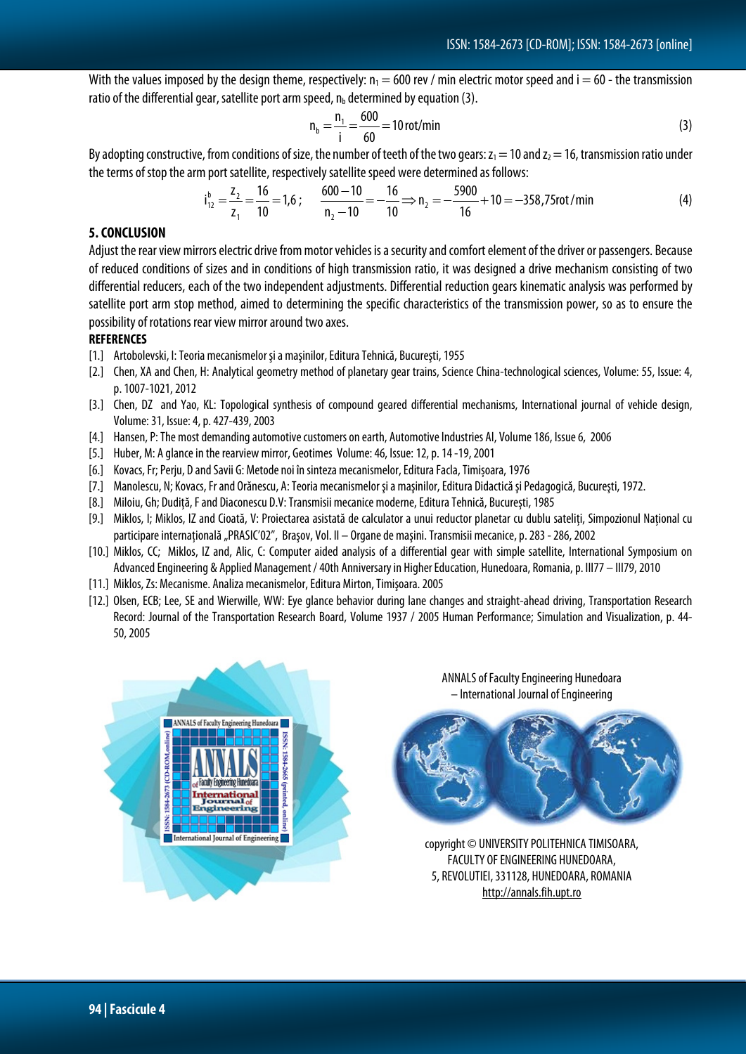With the values imposed by the design theme, respectively: $n_1 = 600$ rev / min electric motor speed and $i = 60$ - the transmission ratio of the differential gear, satellite port arm speed, $n_b$ determined by equation (3).

$$n_b = \frac{n_1}{i} = \frac{600}{60} = 10\,\text{rot/min} \tag{3}$$

By adopting constructive, from conditions of size, the number of teeth of the two gears: $z_1 = 10$ and $z_2 = 16$, transmission ratio under the terms of stop the arm port satellite, respectively satellite speed were determined as follows:

$$i_{12}^{b} = \frac{z_2}{z_1} = \frac{16}{10} = 1{,}6\,; \qquad \frac{600-10}{n_2-10} = -\frac{16}{10} \Rightarrow n_2 = -\frac{5900}{16} + 10 = -358{,}75\,\text{rot/min} \tag{4}$$

## 5. CONCLUSION

Adjust the rear view mirrors electric drive from motor vehicles is a security and comfort element of the driver or passengers. Because of reduced conditions of sizes and in conditions of high transmission ratio, it was designed a drive mechanism consisting of two differential reducers, each of the two independent adjustments. Differential reduction gears kinematic analysis was performed by satellite port arm stop method, aimed to determining the specific characteristics of the transmission power, so as to ensure the possibility of rotations rear view mirror around two axes.

## REFERENCES

[1.] Artobolevski, I: Teoria mecanismelor şi a maşinilor, Editura Tehnică, Bucureşti, 1955

[2.] Chen, XA and Chen, H: Analytical geometry method of planetary gear trains, Science China-technological sciences, Volume: 55, Issue: 4, p. 1007-1021, 2012

[3.] Chen, DZ and Yao, KL: Topological synthesis of compound geared differential mechanisms, International journal of vehicle design, Volume: 31, Issue: 4, p. 427-439, 2003

[4.] Hansen, P: The most demanding automotive customers on earth, Automotive Industries AI, Volume 186, Issue 6, 2006

[5.] Huber, M: A glance in the rearview mirror, Geotimes Volume: 46, Issue: 12, p. 14 -19, 2001

[6.] Kovacs, Fr; Perju, D and Savii G: Metode noi în sinteza mecanismelor, Editura Facla, Timişoara, 1976

[7.] Manolescu, N; Kovacs, Fr and Orănescu, A: Teoria mecanismelor şi a maşinilor, Editura Didactică şi Pedagogică, Bucureşti, 1972.

[8.] Miloiu, Gh; Dudiţă, F and Diaconescu D.V: Transmisii mecanice moderne, Editura Tehnică, Bucureşti, 1985

[9.] Miklos, I; Miklos, IZ and Cioată, V: Proiectarea asistată de calculator a unui reductor planetar cu dublu sateliţi, Simpozionul Naţional cu participare internaţională „PRASIC'02", Braşov, Vol. II – Organe de maşini. Transmisii mecanice, p. 283 - 286, 2002

[10.] Miklos, CC; Miklos, IZ and, Alic, C: Computer aided analysis of a differential gear with simple satellite, International Symposium on Advanced Engineering & Applied Management / 40th Anniversary in Higher Education, Hunedoara, Romania, p. III77 – III79, 2010

[11.] Miklos, Zs: Mecanisme. Analiza mecanismelor, Editura Mirton, Timişoara. 2005

[12.] Olsen, ECB; Lee, SE and Wierwille, WW: Eye glance behavior during lane changes and straight-ahead driving, Transportation Research Record: Journal of the Transportation Research Board, Volume 1937 / 2005 Human Performance; Simulation and Visualization, p. 44-50, 2005

ANNALS of Faculty Engineering Hunedoara
– International Journal of Engineering

copyright © UNIVERSITY POLITEHNICA TIMISOARA,
FACULTY OF ENGINEERING HUNEDOARA,
5, REVOLUTIEI, 331128, HUNEDOARA, ROMANIA
http://annals.fih.upt.ro